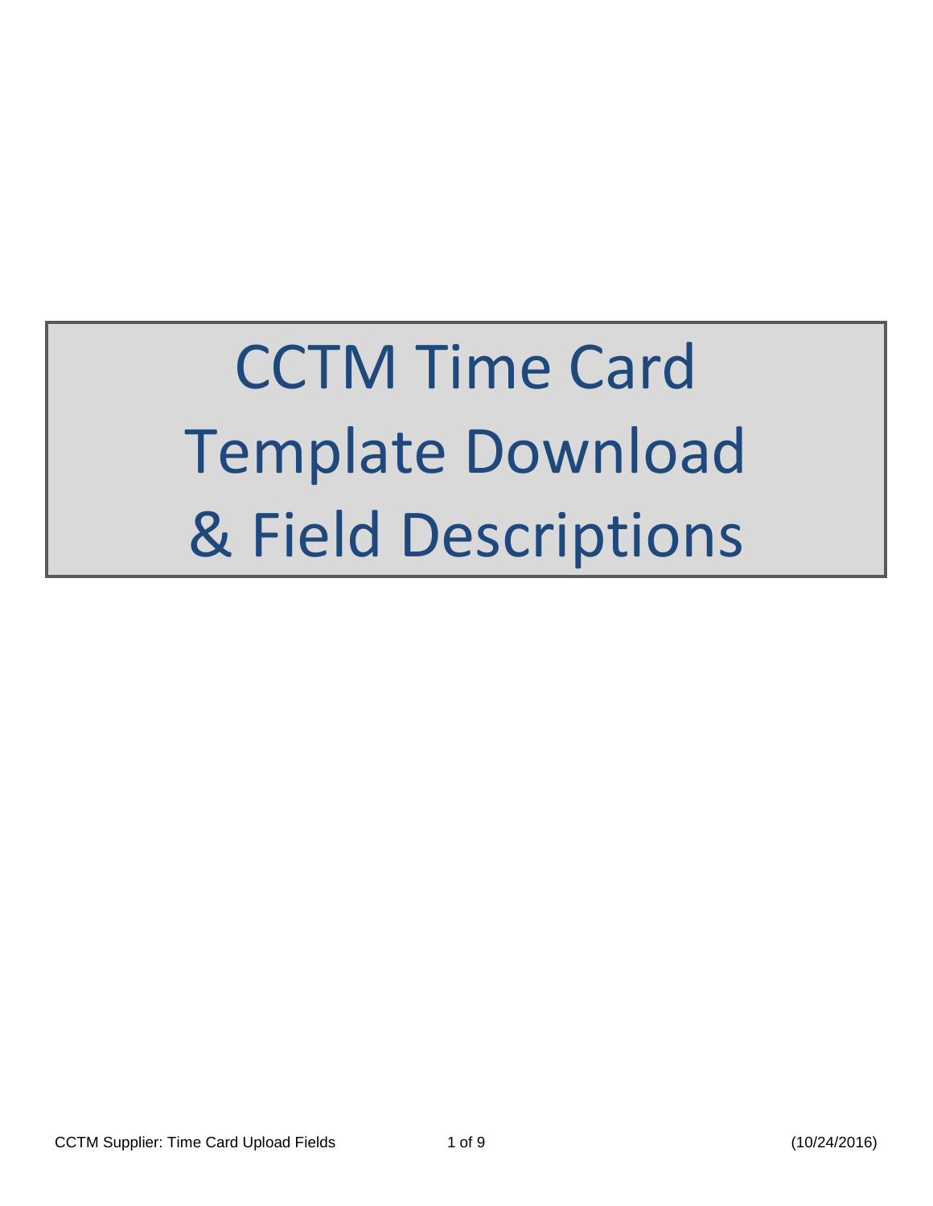# CCTM Time Card Template Download & Field Descriptions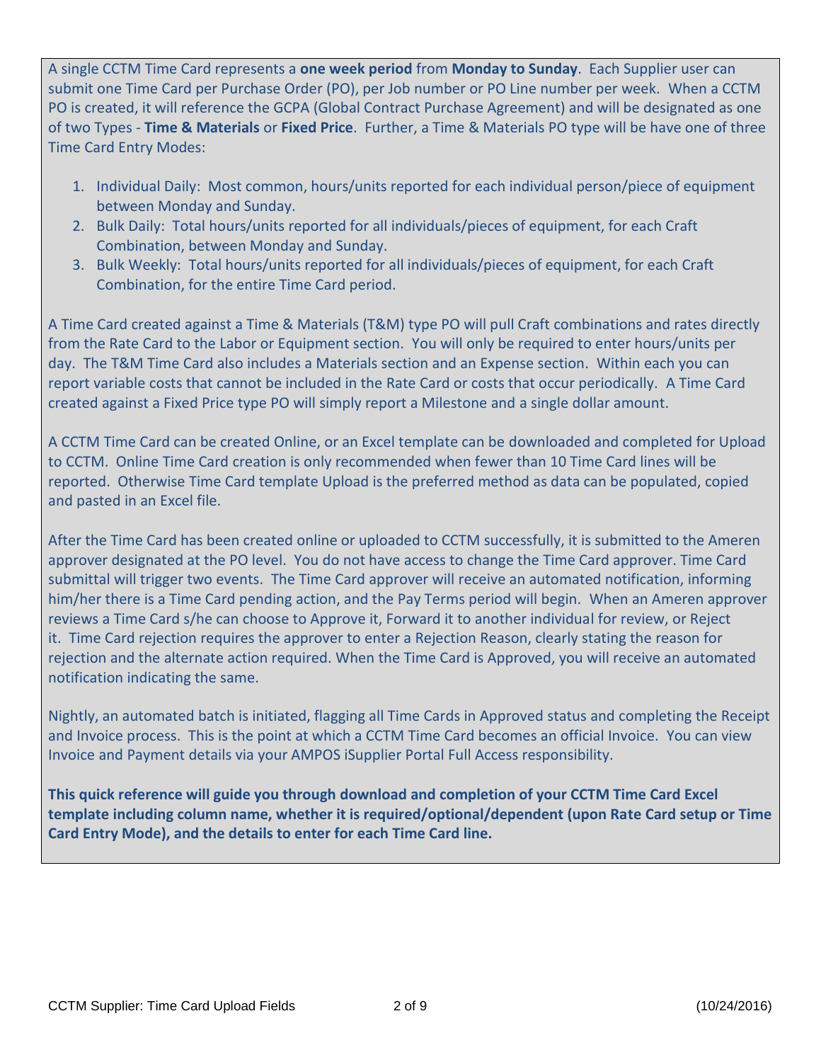A single CCTM Time Card represents a **one week period** from **Monday to Sunday**. Each Supplier user can submit one Time Card per Purchase Order (PO), per Job number or PO Line number per week. When a CCTM PO is created, it will reference the GCPA (Global Contract Purchase Agreement) and will be designated as one of two Types - **Time & Materials** or **Fixed Price**. Further, a Time & Materials PO type will be have one of three Time Card Entry Modes:

1. Individual Daily: Most common, hours/units reported for each individual person/piece of equipment between Monday and Sunday.
2. Bulk Daily: Total hours/units reported for all individuals/pieces of equipment, for each Craft Combination, between Monday and Sunday.
3. Bulk Weekly: Total hours/units reported for all individuals/pieces of equipment, for each Craft Combination, for the entire Time Card period.

A Time Card created against a Time & Materials (T&M) type PO will pull Craft combinations and rates directly from the Rate Card to the Labor or Equipment section. You will only be required to enter hours/units per day. The T&M Time Card also includes a Materials section and an Expense section. Within each you can report variable costs that cannot be included in the Rate Card or costs that occur periodically. A Time Card created against a Fixed Price type PO will simply report a Milestone and a single dollar amount.

A CCTM Time Card can be created Online, or an Excel template can be downloaded and completed for Upload to CCTM. Online Time Card creation is only recommended when fewer than 10 Time Card lines will be reported. Otherwise Time Card template Upload is the preferred method as data can be populated, copied and pasted in an Excel file.

After the Time Card has been created online or uploaded to CCTM successfully, it is submitted to the Ameren approver designated at the PO level. You do not have access to change the Time Card approver. Time Card submittal will trigger two events. The Time Card approver will receive an automated notification, informing him/her there is a Time Card pending action, and the Pay Terms period will begin. When an Ameren approver reviews a Time Card s/he can choose to Approve it, Forward it to another individual for review, or Reject it. Time Card rejection requires the approver to enter a Rejection Reason, clearly stating the reason for rejection and the alternate action required. When the Time Card is Approved, you will receive an automated notification indicating the same.

Nightly, an automated batch is initiated, flagging all Time Cards in Approved status and completing the Receipt and Invoice process. This is the point at which a CCTM Time Card becomes an official Invoice. You can view Invoice and Payment details via your AMPOS iSupplier Portal Full Access responsibility.

**This quick reference will guide you through download and completion of your CCTM Time Card Excel template including column name, whether it is required/optional/dependent (upon Rate Card setup or Time Card Entry Mode), and the details to enter for each Time Card line.**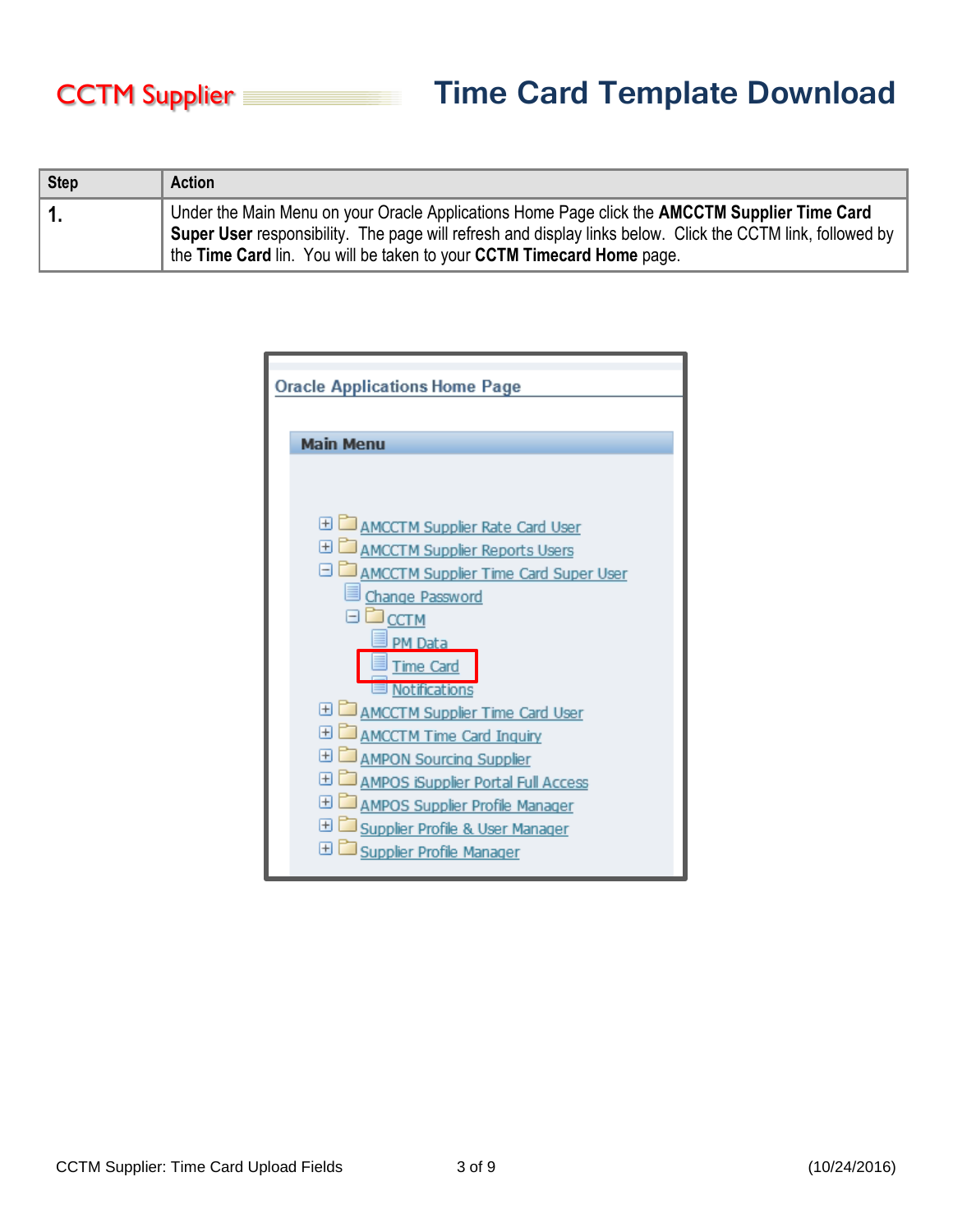| Step | Action |
|---|---|
| **1.** | Under the Main Menu on your Oracle Applications Home Page click the **AMCCTM Supplier Time Card Super User** responsibility. The page will refresh and display links below. Click the CCTM link, followed by the **Time Card** lin. You will be taken to your **CCTM Timecard Home** page. |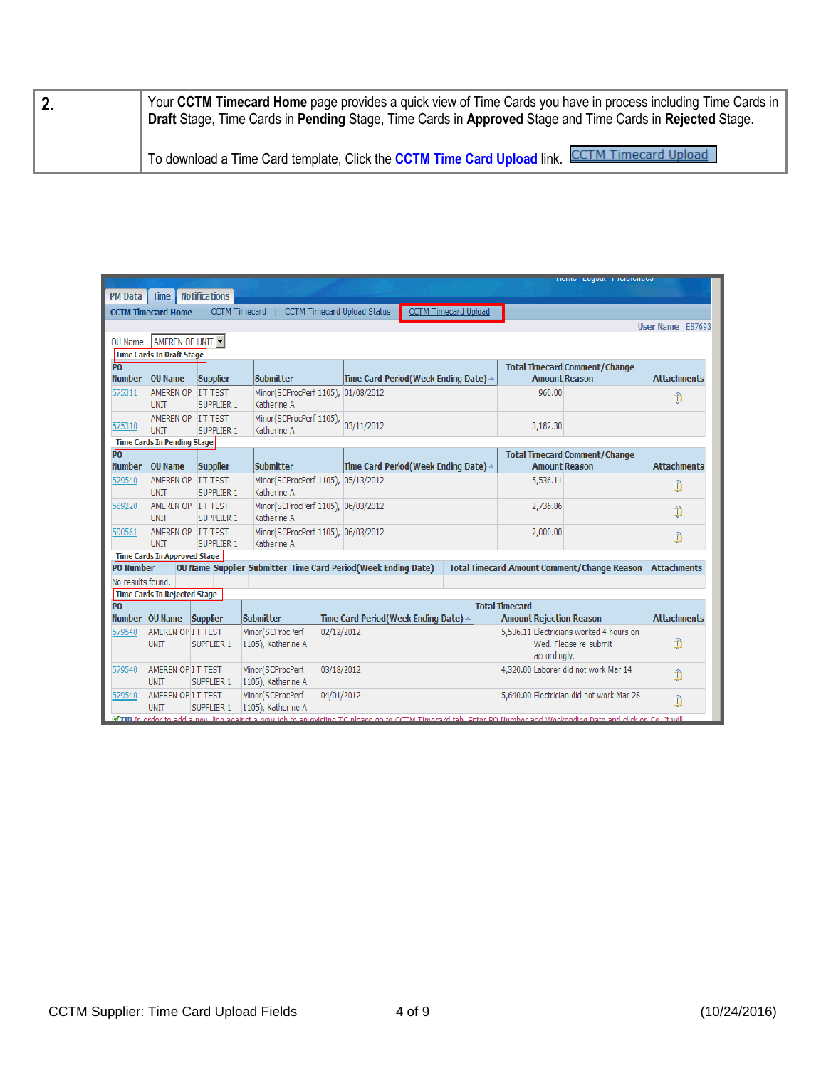| | |
|---|---|
| **2.** | Your **CCTM Timecard Home** page provides a quick view of Time Cards you have in process including Time Cards in **Draft** Stage, Time Cards in **Pending** Stage, Time Cards in **Approved** Stage and Time Cards in **Rejected** Stage.<br><br>To download a Time Card template, Click the **CCTM Time Card Upload** link. CCTM Timecard Upload |

PM Data | Time | Notifications

CCTM Timecard Home | CCTM Timecard | CCTM Timecard Upload Status | CCTM Timecard Upload

User Name E87693

OU Name AMEREN OP UNIT

**Time Cards In Draft Stage**

| PO Number | OU Name | Supplier | Submitter | Time Card Period(Week Ending Date) | Total Timecard Amount | Comment/Change Reason | Attachments |
|---|---|---|---|---|---|---|---|
| 575311 | AMEREN OP UNIT | IT TEST SUPPLIER 1 | Minor(SCProcPerf 1105), Katherine A | 01/08/2012 | 960.00 | | |
| 575310 | AMEREN OP UNIT | IT TEST SUPPLIER 1 | Minor(SCProcPerf 1105), Katherine A | 03/11/2012 | 3,182.30 | | |

**Time Cards In Pending Stage**

| PO Number | OU Name | Supplier | Submitter | Time Card Period(Week Ending Date) | Total Timecard Amount | Comment/Change Reason | Attachments |
|---|---|---|---|---|---|---|---|
| 579540 | AMEREN OP UNIT | IT TEST SUPPLIER 1 | Minor(SCProcPerf 1105), Katherine A | 05/13/2012 | 5,536.11 | | |
| 589220 | AMEREN OP UNIT | IT TEST SUPPLIER 1 | Minor(SCProcPerf 1105), Katherine A | 06/03/2012 | 2,736.86 | | |
| 590561 | AMEREN OP UNIT | IT TEST SUPPLIER 1 | Minor(SCProcPerf 1105), Katherine A | 06/03/2012 | 2,000.00 | | |

**Time Cards In Approved Stage**

| PO Number | OU Name | Supplier | Submitter | Time Card Period(Week Ending Date) | Total Timecard Amount | Comment/Change Reason | Attachments |
|---|---|---|---|---|---|---|---|
| No results found. | | | | | | | |

**Time Cards In Rejected Stage**

| PO Number | OU Name | Supplier | Submitter | Time Card Period(Week Ending Date) | Total Timecard Amount | Rejection Reason | Attachments |
|---|---|---|---|---|---|---|---|
| 579540 | AMEREN OP UNIT | IT TEST SUPPLIER 1 | Minor(SCProcPerf 1105), Katherine A | 02/12/2012 | 5,536.11 | Electricians worked 4 hours on Wed. Please re-submit accordingly. | |
| 579540 | AMEREN OP UNIT | IT TEST SUPPLIER 1 | Minor(SCProcPerf 1105), Katherine A | 03/18/2012 | 4,320.00 | Laborer did not work Mar 14 | |
| 579540 | AMEREN OP UNIT | IT TEST SUPPLIER 1 | Minor(SCProcPerf 1105), Katherine A | 04/01/2012 | 5,640.00 | Electrician did not work Mar 28 | |

TIP In order to add a new line against a new job to an existing TC please go to CCTM Timecard tab. Enter PO Number and Weekending Date and click on Go. It will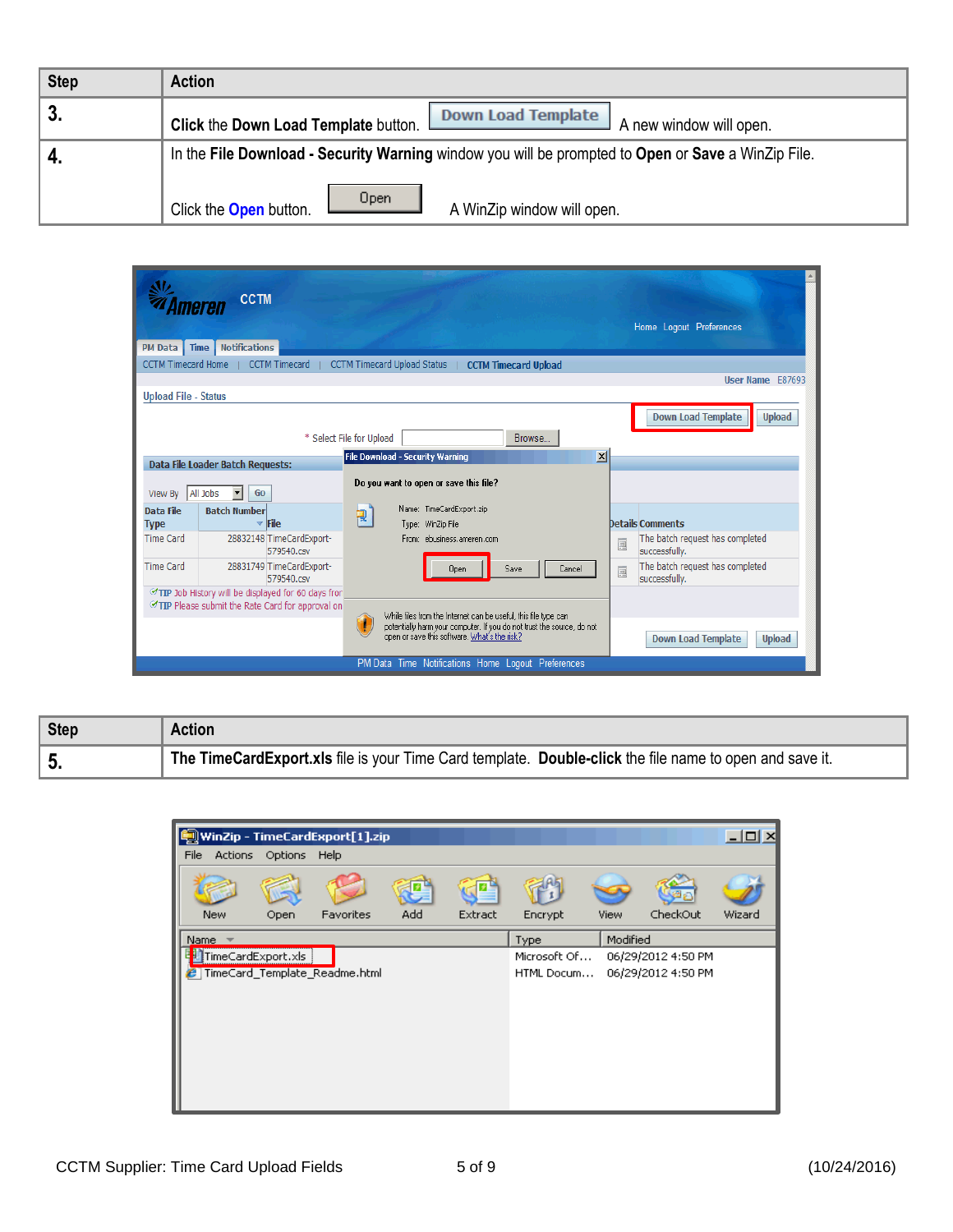| Step | Action |
|---|---|
| 3. | **Click** the **Down Load Template** button. Down Load Template A new window will open. |
| 4. | In the **File Download - Security Warning** window you will be prompted to **Open** or **Save** a WinZip File. Click the **Open** button. Open A WinZip window will open. |

| Step | Action |
|---|---|
| 5. | **The TimeCardExport.xls** file is your Time Card template. **Double-click** the file name to open and save it. |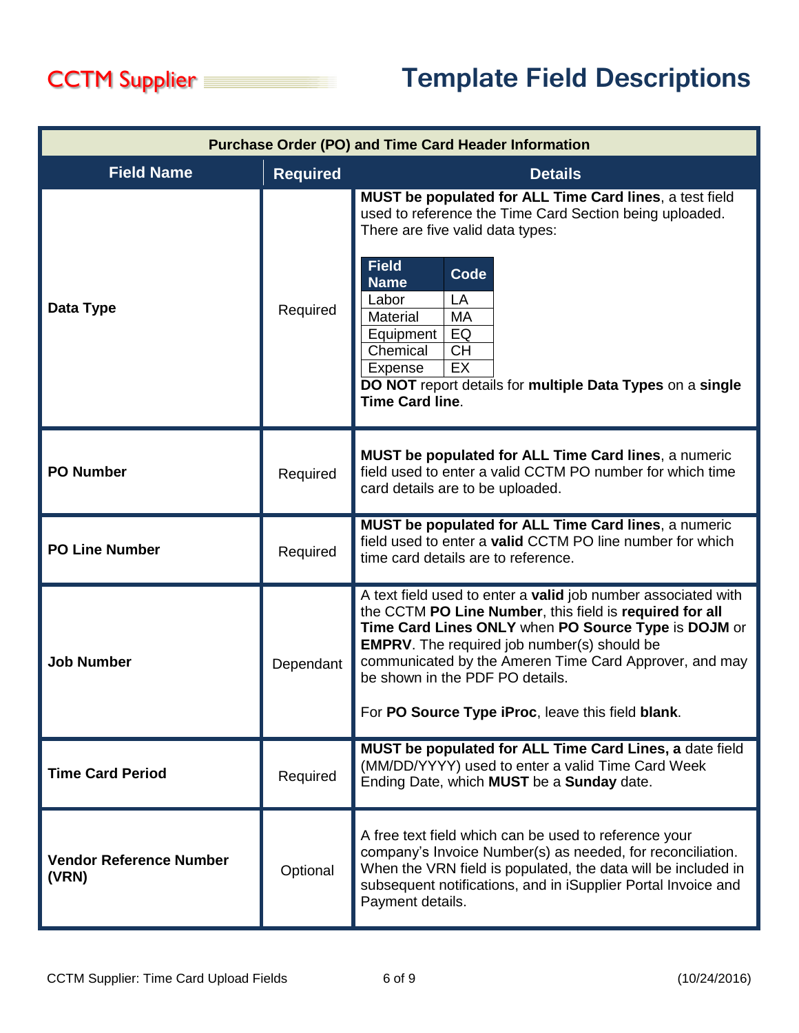# Template Field Descriptions

| Purpose Order (PO) and Time Card Header Information | | |
|---|---|---|
| **Field Name** | **Required** | **Details** |
| **Data Type** | Required | **MUST be populated for ALL Time Card lines**, a test field used to reference the Time Card Section being uploaded. There are five valid data types:<br><br>**Field Name** / **Code**:<br>Labor – LA<br>Material – MA<br>Equipment – EQ<br>Chemical – CH<br>Expense – EX<br><br>**DO NOT** report details for **multiple Data Types** on a **single Time Card line**. |
| **PO Number** | Required | **MUST be populated for ALL Time Card lines**, a numeric field used to enter a valid CCTM PO number for which time card details are to be uploaded. |
| **PO Line Number** | Required | **MUST be populated for ALL Time Card lines**, a numeric field used to enter a **valid** CCTM PO line number for which time card details are to reference. |
| **Job Number** | Dependant | A text field used to enter a **valid** job number associated with the CCTM **PO Line Number**, this field is **required for all Time Card Lines ONLY** when **PO Source Type** is **DOJM** or **EMPRV**. The required job number(s) should be communicated by the Ameren Time Card Approver, and may be shown in the PDF PO details.<br><br>For **PO Source Type iProc**, leave this field **blank**. |
| **Time Card Period** | Required | **MUST be populated for ALL Time Card Lines, a** date field (MM/DD/YYYY) used to enter a valid Time Card Week Ending Date, which **MUST** be a **Sunday** date. |
| **Vendor Reference Number (VRN)** | Optional | A free text field which can be used to reference your company's Invoice Number(s) as needed, for reconciliation. When the VRN field is populated, the data will be included in subsequent notifications, and in iSupplier Portal Invoice and Payment details. |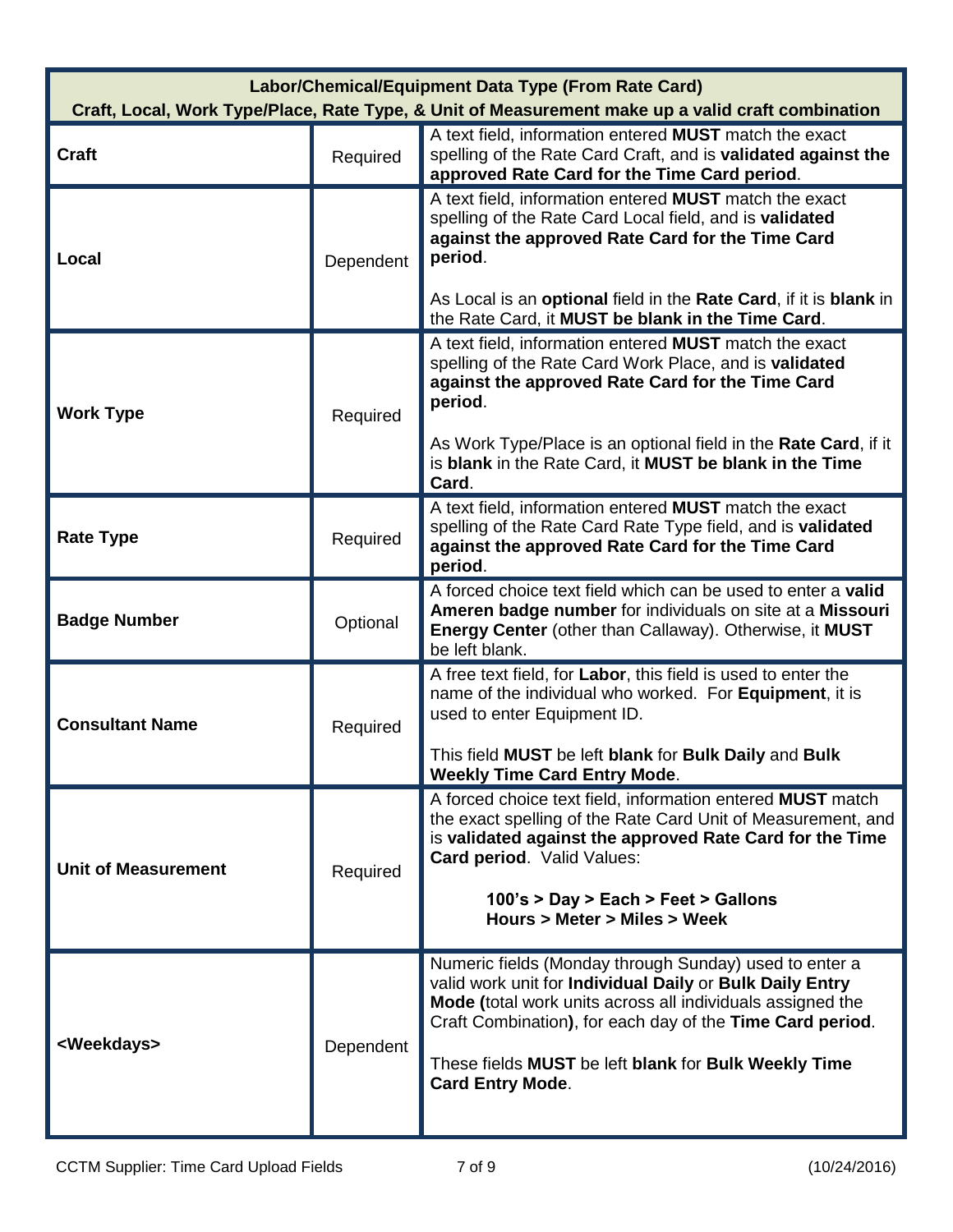| Labor/Chemical/Equipment Data Type (From Rate Card)<br>Craft, Local, Work Type/Place, Rate Type, & Unit of Measurement make up a valid craft combination | | |
|---|---|---|
| **Craft** | Required | A text field, information entered **MUST** match the exact spelling of the Rate Card Craft, and is **validated against the approved Rate Card for the Time Card period**. |
| **Local** | Dependent | A text field, information entered **MUST** match the exact spelling of the Rate Card Local field, and is **validated against the approved Rate Card for the Time Card period**.<br><br>As Local is an **optional** field in the **Rate Card**, if it is **blank** in the Rate Card, it **MUST be blank in the Time Card**. |
| **Work Type** | Required | A text field, information entered **MUST** match the exact spelling of the Rate Card Work Place, and is **validated against the approved Rate Card for the Time Card period**.<br><br>As Work Type/Place is an optional field in the **Rate Card**, if it is **blank** in the Rate Card, it **MUST be blank in the Time Card**. |
| **Rate Type** | Required | A text field, information entered **MUST** match the exact spelling of the Rate Card Rate Type field, and is **validated against the approved Rate Card for the Time Card period**. |
| **Badge Number** | Optional | A forced choice text field which can be used to enter a **valid Ameren badge number** for individuals on site at a **Missouri Energy Center** (other than Callaway). Otherwise, it **MUST** be left blank. |
| **Consultant Name** | Required | A free text field, for **Labor**, this field is used to enter the name of the individual who worked. For **Equipment**, it is used to enter Equipment ID.<br><br>This field **MUST** be left **blank** for **Bulk Daily** and **Bulk Weekly Time Card Entry Mode**. |
| **Unit of Measurement** | Required | A forced choice text field, information entered **MUST** match the exact spelling of the Rate Card Unit of Measurement, and is **validated against the approved Rate Card for the Time Card period**. Valid Values:<br><br>**100's > Day > Each > Feet > Gallons**<br>**Hours > Meter > Miles > Week** |
| **<Weekdays>** | Dependent | Numeric fields (Monday through Sunday) used to enter a valid work unit for **Individual Daily** or **Bulk Daily Entry Mode (**total work units across all individuals assigned the Craft Combination**)**, for each day of the **Time Card period**.<br><br>These fields **MUST** be left **blank** for **Bulk Weekly Time Card Entry Mode**. |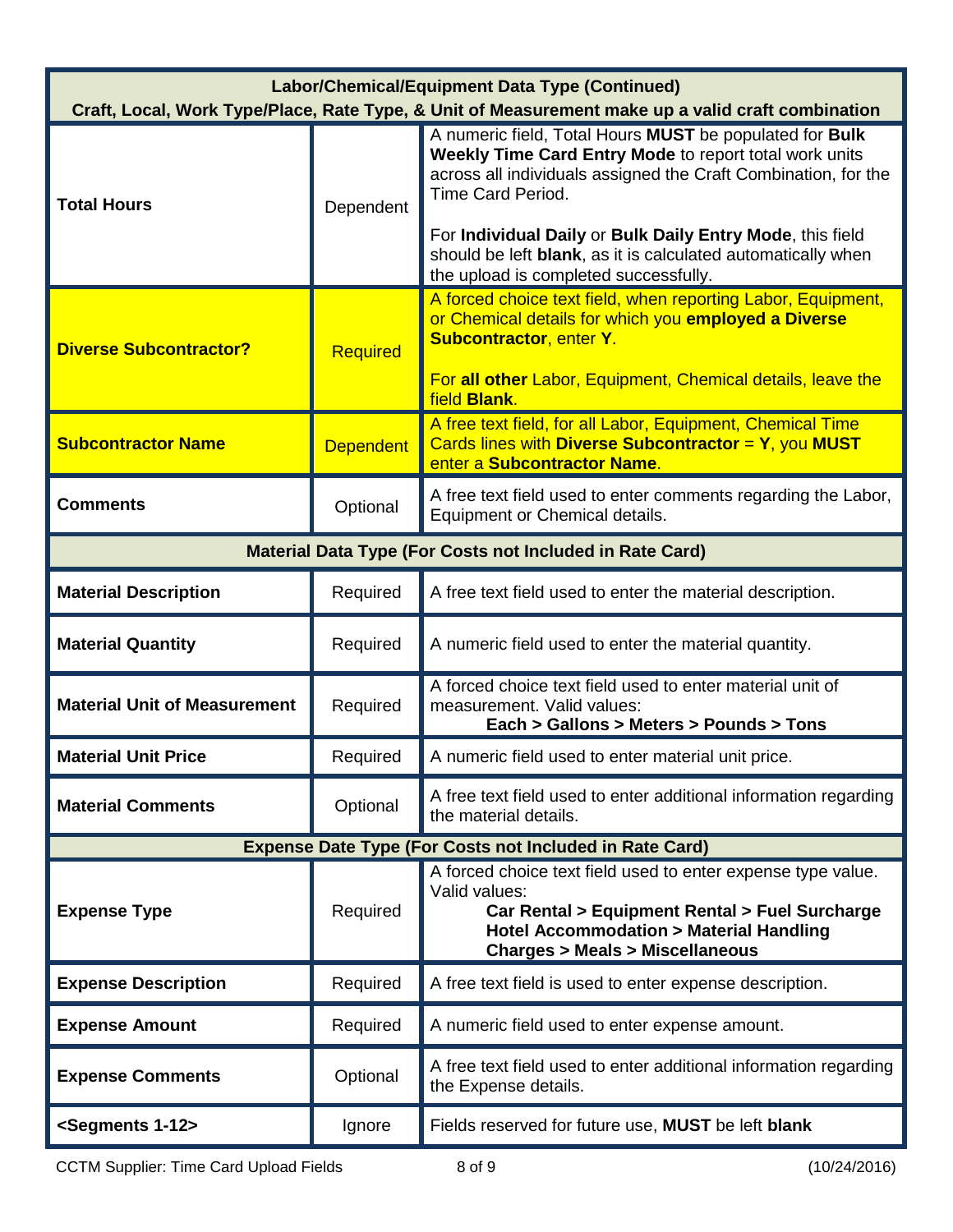| **Labor/Chemical/Equipment Data Type (Continued)**<br>**Craft, Local, Work Type/Place, Rate Type, & Unit of Measurement make up a valid craft combination** | | |
|---|---|---|
| **Total Hours** | Dependent | A numeric field, Total Hours **MUST** be populated for **Bulk Weekly Time Card Entry Mode** to report total work units across all individuals assigned the Craft Combination, for the Time Card Period.<br><br>For **Individual Daily** or **Bulk Daily Entry Mode**, this field should be left **blank**, as it is calculated automatically when the upload is completed successfully. |
| **Diverse Subcontractor?** | Required | A forced choice text field, when reporting Labor, Equipment, or Chemical details for which you **employed a Diverse Subcontractor**, enter **Y**.<br><br>For **all other** Labor, Equipment, Chemical details, leave the field **Blank**. |
| **Subcontractor Name** | Dependent | A free text field, for all Labor, Equipment, Chemical Time Cards lines with **Diverse Subcontractor** = **Y**, you **MUST** enter a **Subcontractor Name**. |
| **Comments** | Optional | A free text field used to enter comments regarding the Labor, Equipment or Chemical details. |
| **Material Data Type (For Costs not Included in Rate Card)** | | |
| **Material Description** | Required | A free text field used to enter the material description. |
| **Material Quantity** | Required | A numeric field used to enter the material quantity. |
| **Material Unit of Measurement** | Required | A forced choice text field used to enter material unit of measurement. Valid values:<br>**Each > Gallons > Meters > Pounds > Tons** |
| **Material Unit Price** | Required | A numeric field used to enter material unit price. |
| **Material Comments** | Optional | A free text field used to enter additional information regarding the material details. |
| **Expense Date Type (For Costs not Included in Rate Card)** | | |
| **Expense Type** | Required | A forced choice text field used to enter expense type value. Valid values:<br>**Car Rental > Equipment Rental > Fuel Surcharge Hotel Accommodation > Material Handling Charges > Meals > Miscellaneous** |
| **Expense Description** | Required | A free text field is used to enter expense description. |
| **Expense Amount** | Required | A numeric field used to enter expense amount. |
| **Expense Comments** | Optional | A free text field used to enter additional information regarding the Expense details. |
| **<Segments 1-12>** | Ignore | Fields reserved for future use, **MUST** be left **blank** |